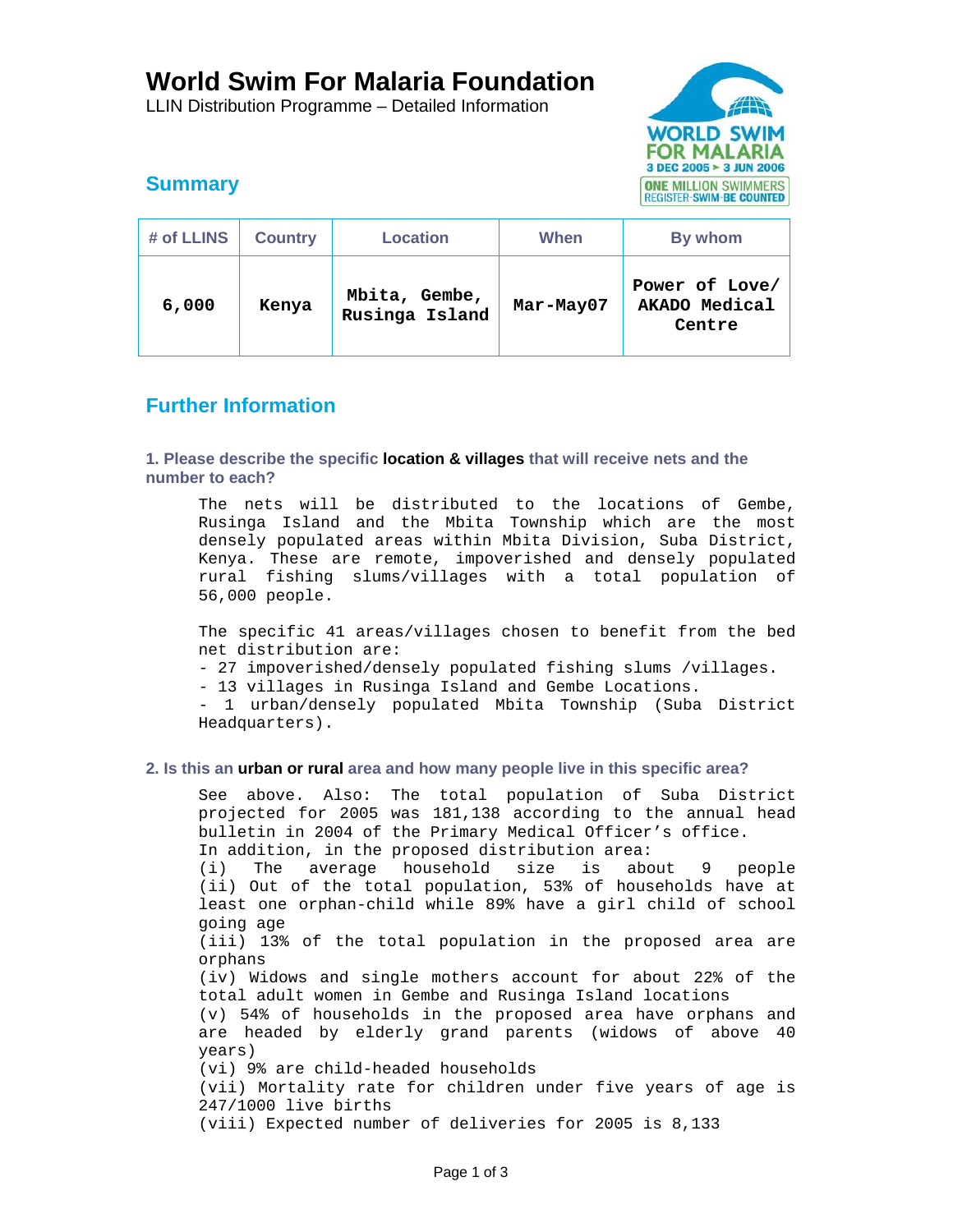# World Swim For Malaria Foundation

LLIN Distribution Programme – Detailed Information

## Summary

| # of LLINS | Country | Location | When | By whom |
|---|---|---|---|---|
| 6,000 | Kenya | Mbita, Gembe, Rusinga Island | Mar-May07 | Power of Love/ AKADO Medical Centre |

## Further Information

### 1. Please describe the specific **location & villages** that will receive nets and the number to each?

The nets will be distributed to the locations of Gembe, Rusinga Island and the Mbita Township which are the most densely populated areas within Mbita Division, Suba District, Kenya. These are remote, impoverished and densely populated rural fishing slums/villages with a total population of 56,000 people.

The specific 41 areas/villages chosen to benefit from the bed net distribution are:

- 27 impoverished/densely populated fishing slums /villages.
- 13 villages in Rusinga Island and Gembe Locations.
- 1 urban/densely populated Mbita Township (Suba District Headquarters).

### 2. Is this an **urban or rural** area and how many people live in this specific area?

See above. Also: The total population of Suba District projected for 2005 was 181,138 according to the annual head bulletin in 2004 of the Primary Medical Officer's office.
In addition, in the proposed distribution area:
(i) The average household size is about 9 people
(ii) Out of the total population, 53% of households have at least one orphan-child while 89% have a girl child of school going age
(iii) 13% of the total population in the proposed area are orphans
(iv) Widows and single mothers account for about 22% of the total adult women in Gembe and Rusinga Island locations
(v) 54% of households in the proposed area have orphans and are headed by elderly grand parents (widows of above 40 years)
(vi) 9% are child-headed households
(vii) Mortality rate for children under five years of age is 247/1000 live births
(viii) Expected number of deliveries for 2005 is 8,133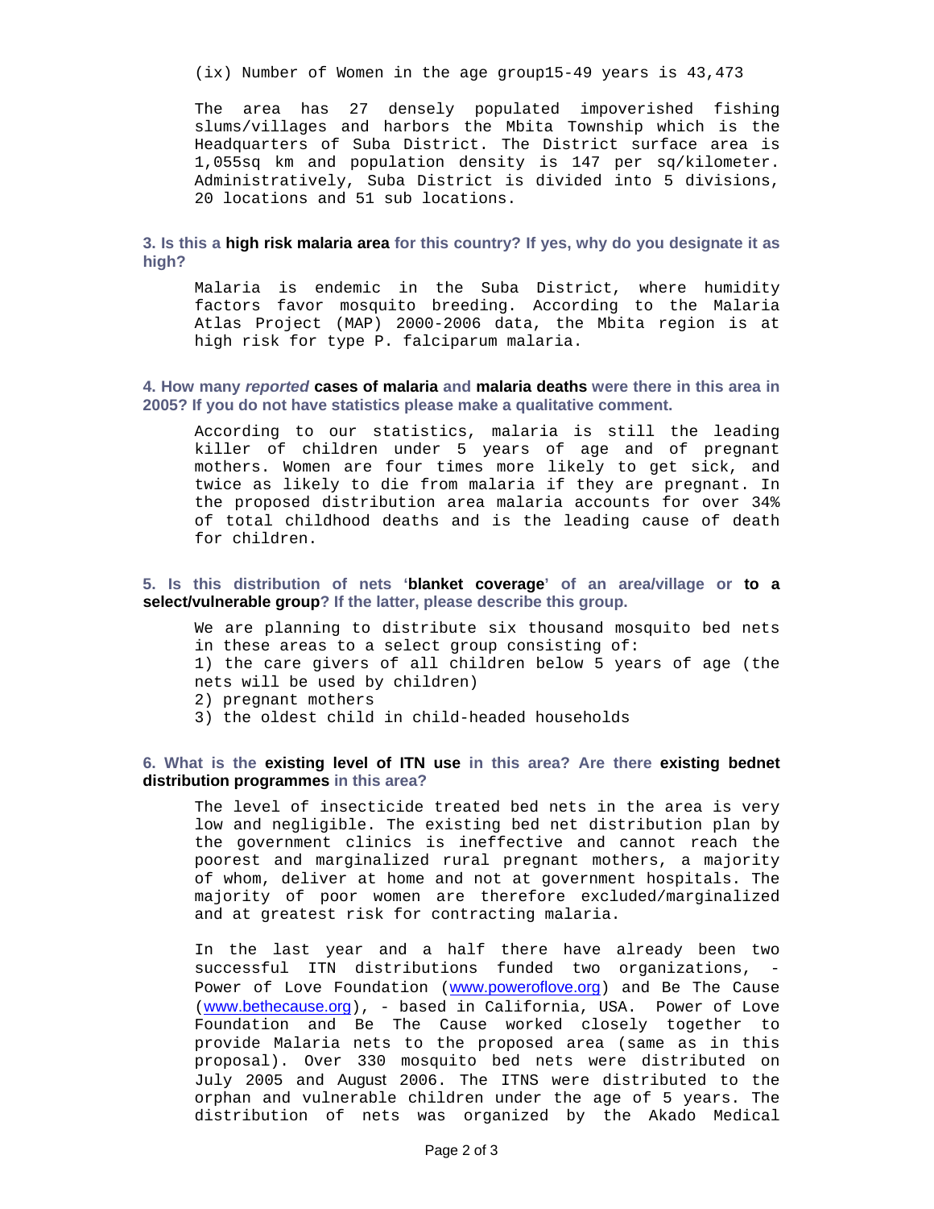(ix) Number of Women in the age group15-49 years is 43,473

The area has 27 densely populated impoverished fishing slums/villages and harbors the Mbita Township which is the Headquarters of Suba District. The District surface area is 1,055sq km and population density is 147 per sq/kilometer. Administratively, Suba District is divided into 5 divisions, 20 locations and 51 sub locations.

**3. Is this a high risk malaria area for this country? If yes, why do you designate it as high?**

Malaria is endemic in the Suba District, where humidity factors favor mosquito breeding. According to the Malaria Atlas Project (MAP) 2000-2006 data, the Mbita region is at high risk for type P. falciparum malaria.

**4. How many *reported* cases of malaria and malaria deaths were there in this area in 2005? If you do not have statistics please make a qualitative comment.**

According to our statistics, malaria is still the leading killer of children under 5 years of age and of pregnant mothers. Women are four times more likely to get sick, and twice as likely to die from malaria if they are pregnant. In the proposed distribution area malaria accounts for over 34% of total childhood deaths and is the leading cause of death for children.

**5. Is this distribution of nets 'blanket coverage' of an area/village or to a select/vulnerable group? If the latter, please describe this group.**

We are planning to distribute six thousand mosquito bed nets in these areas to a select group consisting of:
1) the care givers of all children below 5 years of age (the nets will be used by children)
2) pregnant mothers
3) the oldest child in child-headed households

**6. What is the existing level of ITN use in this area? Are there existing bednet distribution programmes in this area?**

The level of insecticide treated bed nets in the area is very low and negligible. The existing bed net distribution plan by the government clinics is ineffective and cannot reach the poorest and marginalized rural pregnant mothers, a majority of whom, deliver at home and not at government hospitals. The majority of poor women are therefore excluded/marginalized and at greatest risk for contracting malaria.

In the last year and a half there have already been two successful ITN distributions funded two organizations, - Power of Love Foundation (www.poweroflove.org) and Be The Cause (www.bethecause.org), - based in California, USA. Power of Love Foundation and Be The Cause worked closely together to provide Malaria nets to the proposed area (same as in this proposal). Over 330 mosquito bed nets were distributed on July 2005 and August 2006. The ITNS were distributed to the orphan and vulnerable children under the age of 5 years. The distribution of nets was organized by the Akado Medical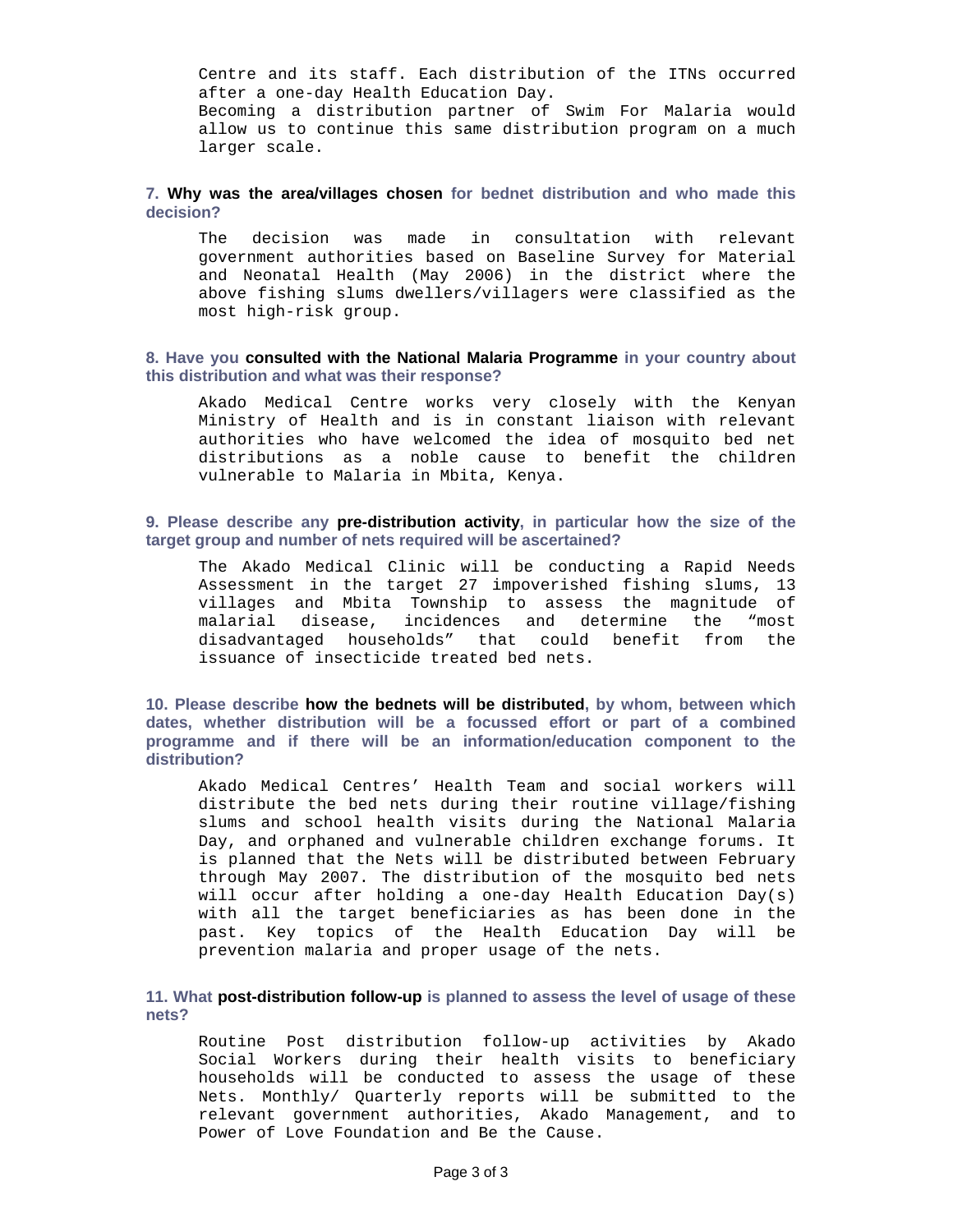Centre and its staff. Each distribution of the ITNs occurred after a one-day Health Education Day.
Becoming a distribution partner of Swim For Malaria would allow us to continue this same distribution program on a much larger scale.

**7. Why was the area/villages chosen for bednet distribution and who made this decision?**

The decision was made in consultation with relevant government authorities based on Baseline Survey for Material and Neonatal Health (May 2006) in the district where the above fishing slums dwellers/villagers were classified as the most high-risk group.

**8. Have you consulted with the National Malaria Programme in your country about this distribution and what was their response?**

Akado Medical Centre works very closely with the Kenyan Ministry of Health and is in constant liaison with relevant authorities who have welcomed the idea of mosquito bed net distributions as a noble cause to benefit the children vulnerable to Malaria in Mbita, Kenya.

**9. Please describe any pre-distribution activity, in particular how the size of the target group and number of nets required will be ascertained?**

The Akado Medical Clinic will be conducting a Rapid Needs Assessment in the target 27 impoverished fishing slums, 13 villages and Mbita Township to assess the magnitude of malarial disease, incidences and determine the "most disadvantaged households" that could benefit from the issuance of insecticide treated bed nets.

**10. Please describe how the bednets will be distributed, by whom, between which dates, whether distribution will be a focussed effort or part of a combined programme and if there will be an information/education component to the distribution?**

Akado Medical Centres' Health Team and social workers will distribute the bed nets during their routine village/fishing slums and school health visits during the National Malaria Day, and orphaned and vulnerable children exchange forums. It is planned that the Nets will be distributed between February through May 2007. The distribution of the mosquito bed nets will occur after holding a one-day Health Education Day(s) with all the target beneficiaries as has been done in the past. Key topics of the Health Education Day will be prevention malaria and proper usage of the nets.

**11. What post-distribution follow-up is planned to assess the level of usage of these nets?**

Routine Post distribution follow-up activities by Akado Social Workers during their health visits to beneficiary households will be conducted to assess the usage of these Nets. Monthly/ Quarterly reports will be submitted to the relevant government authorities, Akado Management, and to Power of Love Foundation and Be the Cause.